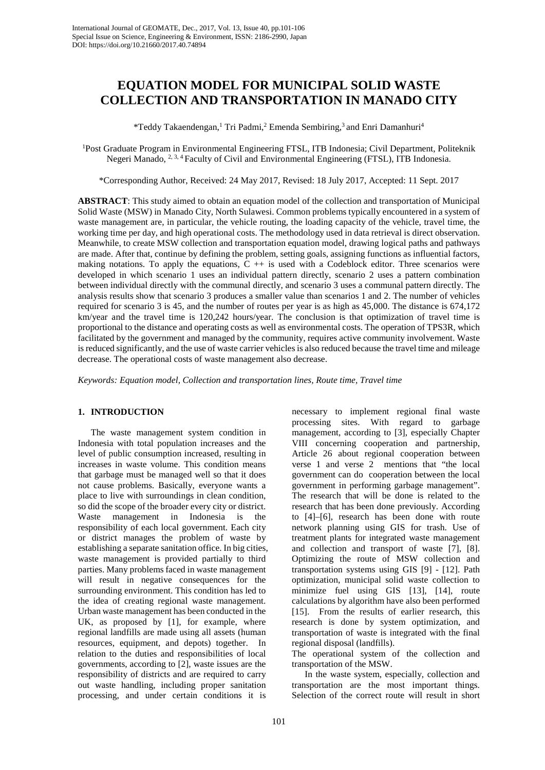# EQUATION MODEL FOR MUNICIPAL SOLID WASTE COLLECTION AND TRANSPORTATION IN MANADO CITY

\*Teddy Takaendengan,[1] Tri Padmi,[2] Emenda Sembiring,[3] and Enri Damanhuri[4]

[1]Post Graduate Program in Environmental Engineering FTSL, ITB Indonesia; Civil Department, Politeknik Negeri Manado, [2, 3, 4] Faculty of Civil and Environmental Engineering (FTSL), ITB Indonesia.

\*Corresponding Author, Received: 24 May 2017, Revised: 18 July 2017, Accepted: 11 Sept. 2017

**ABSTRACT**: This study aimed to obtain an equation model of the collection and transportation of Municipal Solid Waste (MSW) in Manado City, North Sulawesi. Common problems typically encountered in a system of waste management are, in particular, the vehicle routing, the loading capacity of the vehicle, travel time, the working time per day, and high operational costs. The methodology used in data retrieval is direct observation. Meanwhile, to create MSW collection and transportation equation model, drawing logical paths and pathways are made. After that, continue by defining the problem, setting goals, assigning functions as influential factors, making notations. To apply the equations, C ++ is used with a Codeblock editor. Three scenarios were developed in which scenario 1 uses an individual pattern directly, scenario 2 uses a pattern combination between individual directly with the communal directly, and scenario 3 uses a communal pattern directly. The analysis results show that scenario 3 produces a smaller value than scenarios 1 and 2. The number of vehicles required for scenario 3 is 45, and the number of routes per year is as high as 45,000. The distance is 674,172 km/year and the travel time is 120,242 hours/year. The conclusion is that optimization of travel time is proportional to the distance and operating costs as well as environmental costs. The operation of TPS3R, which facilitated by the government and managed by the community, requires active community involvement. Waste is reduced significantly, and the use of waste carrier vehicles is also reduced because the travel time and mileage decrease. The operational costs of waste management also decrease.

*Keywords: Equation model, Collection and transportation lines, Route time, Travel time*

## 1. INTRODUCTION

The waste management system condition in Indonesia with total population increases and the level of public consumption increased, resulting in increases in waste volume. This condition means that garbage must be managed well so that it does not cause problems. Basically, everyone wants a place to live with surroundings in clean condition, so did the scope of the broader every city or district. Waste management in Indonesia is the responsibility of each local government. Each city or district manages the problem of waste by establishing a separate sanitation office. In big cities, waste management is provided partially to third parties. Many problems faced in waste management will result in negative consequences for the surrounding environment. This condition has led to the idea of creating regional waste management. Urban waste management has been conducted in the UK, as proposed by [1], for example, where regional landfills are made using all assets (human resources, equipment, and depots) together. In relation to the duties and responsibilities of local governments, according to [2], waste issues are the responsibility of districts and are required to carry out waste handling, including proper sanitation processing, and under certain conditions it is necessary to implement regional final waste processing sites. With regard to garbage management, according to [3], especially Chapter VIII concerning cooperation and partnership, Article 26 about regional cooperation between verse 1 and verse 2 mentions that "the local government can do cooperation between the local government in performing garbage management". The research that will be done is related to the research that has been done previously. According to [4]–[6], research has been done with route network planning using GIS for trash. Use of treatment plants for integrated waste management and collection and transport of waste [7], [8]. Optimizing the route of MSW collection and transportation systems using GIS [9] - [12]. Path optimization, municipal solid waste collection to minimize fuel using GIS [13], [14], route calculations by algorithm have also been performed [15]. From the results of earlier research, this research is done by system optimization, and transportation of waste is integrated with the final regional disposal (landfills).

The operational system of the collection and transportation of the MSW.

In the waste system, especially, collection and transportation are the most important things. Selection of the correct route will result in short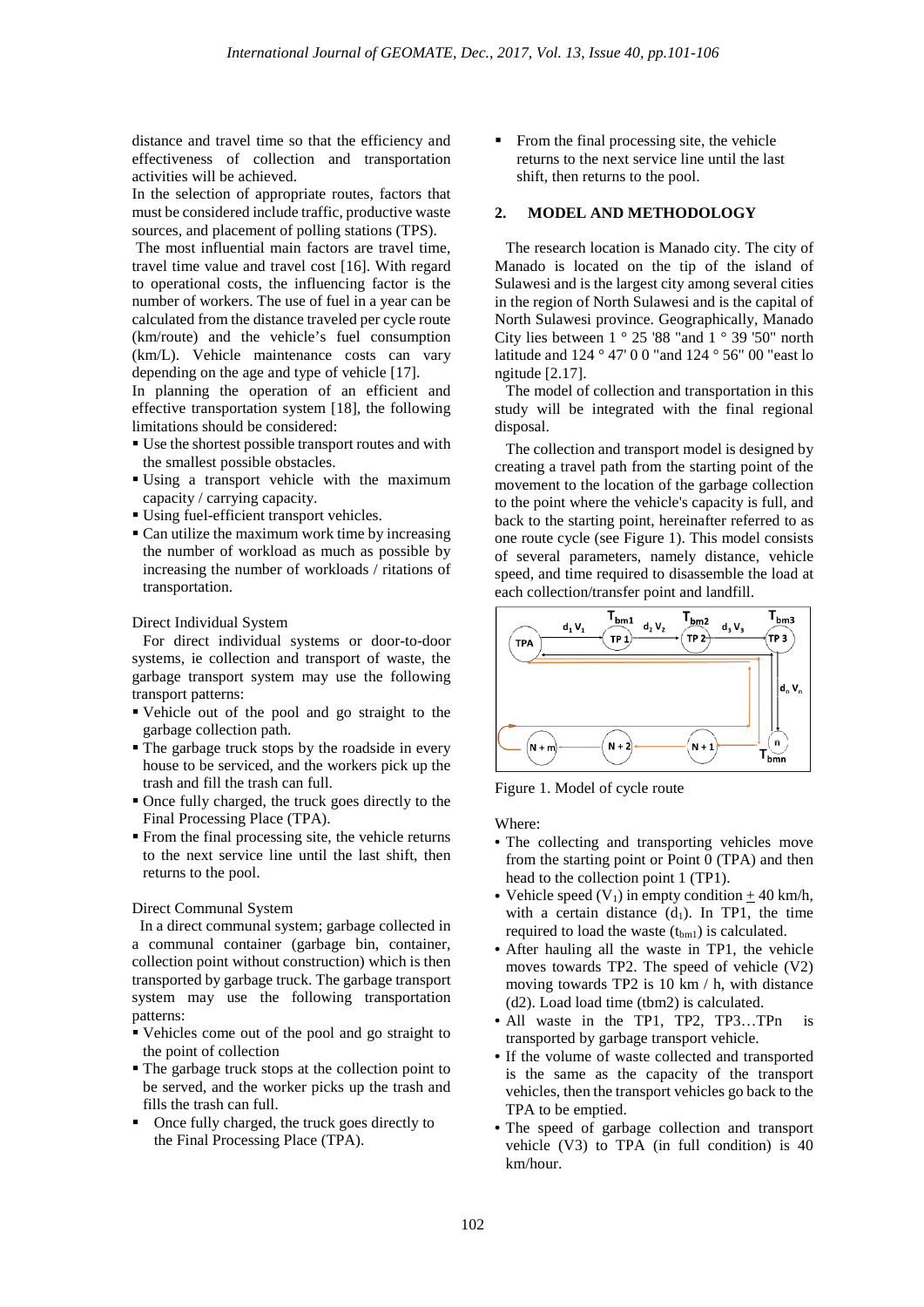distance and travel time so that the efficiency and effectiveness of collection and transportation activities will be achieved.

In the selection of appropriate routes, factors that must be considered include traffic, productive waste sources, and placement of polling stations (TPS).

The most influential main factors are travel time, travel time value and travel cost [16]. With regard to operational costs, the influencing factor is the number of workers. The use of fuel in a year can be calculated from the distance traveled per cycle route (km/route) and the vehicle's fuel consumption (km/L). Vehicle maintenance costs can vary depending on the age and type of vehicle [17].

In planning the operation of an efficient and effective transportation system [18], the following limitations should be considered:

- Use the shortest possible transport routes and with the smallest possible obstacles.
- Using a transport vehicle with the maximum capacity / carrying capacity.
- Using fuel-efficient transport vehicles.
- Can utilize the maximum work time by increasing the number of workload as much as possible by increasing the number of workloads / ritations of transportation.

Direct Individual System

For direct individual systems or door-to-door systems, ie collection and transport of waste, the garbage transport system may use the following transport patterns:

- Vehicle out of the pool and go straight to the garbage collection path.
- The garbage truck stops by the roadside in every house to be serviced, and the workers pick up the trash and fill the trash can full.
- Once fully charged, the truck goes directly to the Final Processing Place (TPA).
- From the final processing site, the vehicle returns to the next service line until the last shift, then returns to the pool.

Direct Communal System

In a direct communal system; garbage collected in a communal container (garbage bin, container, collection point without construction) which is then transported by garbage truck. The garbage transport system may use the following transportation patterns:

- Vehicles come out of the pool and go straight to the point of collection
- The garbage truck stops at the collection point to be served, and the worker picks up the trash and fills the trash can full.
- Once fully charged, the truck goes directly to the Final Processing Place (TPA).
- From the final processing site, the vehicle returns to the next service line until the last shift, then returns to the pool.

## 2. MODEL AND METHODOLOGY

The research location is Manado city. The city of Manado is located on the tip of the island of Sulawesi and is the largest city among several cities in the region of North Sulawesi and is the capital of North Sulawesi province. Geographically, Manado City lies between 1 ° 25 '88 "and 1 ° 39 '50" north latitude and 124 ° 47' 0 0 "and 124 ° 56" 00 "east lo ngitude [2.17].

The model of collection and transportation in this study will be integrated with the final regional disposal.

The collection and transport model is designed by creating a travel path from the starting point of the movement to the location of the garbage collection to the point where the vehicle's capacity is full, and back to the starting point, hereinafter referred to as one route cycle (see Figure 1). This model consists of several parameters, namely distance, vehicle speed, and time required to disassemble the load at each collection/transfer point and landfill.

Figure 1. Model of cycle route

Where:

- The collecting and transporting vehicles move from the starting point or Point 0 (TPA) and then head to the collection point 1 (TP1).
- Vehicle speed ($V_1$) in empty condition $\pm$ 40 km/h, with a certain distance ($d_1$). In TP1, the time required to load the waste ($t_{bm1}$) is calculated.
- After hauling all the waste in TP1, the vehicle moves towards TP2. The speed of vehicle (V2) moving towards TP2 is 10 km / h, with distance (d2). Load load time (tbm2) is calculated.
- All waste in the TP1, TP2, TP3…TPn is transported by garbage transport vehicle.
- If the volume of waste collected and transported is the same as the capacity of the transport vehicles, then the transport vehicles go back to the TPA to be emptied.
- The speed of garbage collection and transport vehicle (V3) to TPA (in full condition) is 40 km/hour.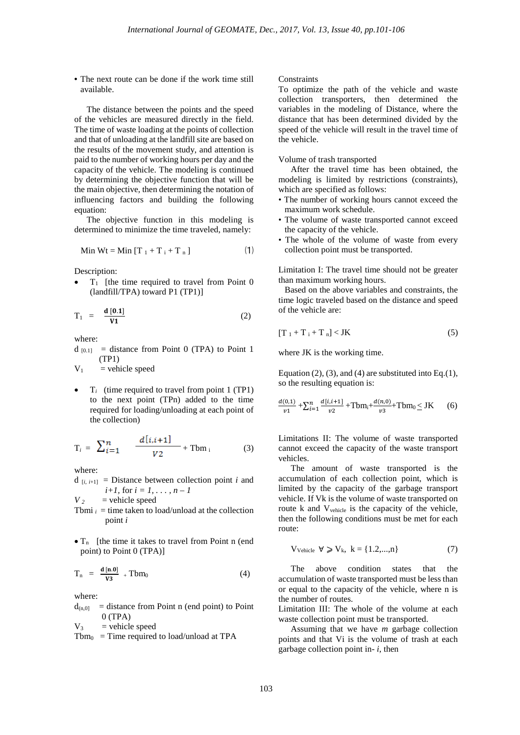- The next route can be done if the work time still available.

The distance between the points and the speed of the vehicles are measured directly in the field. The time of waste loading at the points of collection and that of unloading at the landfill site are based on the results of the movement study, and attention is paid to the number of working hours per day and the capacity of the vehicle. The modeling is continued by determining the objective function that will be the main objective, then determining the notation of influencing factors and building the following equation:

The objective function in this modeling is determined to minimize the time traveled, namely:

$$\text{Min Wt} = \text{Min}\ [T_1 + T_i + T_n] \tag{1}$$

Description:

- $T_1$ [the time required to travel from Point 0 (landfill/TPA) toward P1 (TP1)]

$$T_1 = \frac{\mathbf{d\ [0.1]}}{\mathbf{V1}} \tag{2}$$

where:

$d_{[0.1]}$ = distance from Point 0 (TPA) to Point 1 (TP1)

$V_1$ = vehicle speed

- $T_i$ (time required to travel from point 1 (TP1) to the next point (TPn) added to the time required for loading/unloading at each point of the collection)

$$T_i = \sum_{i=1}^{n} \frac{d[i,i+1]}{V2} + \text{Tbm}_i \tag{3}$$

where:

$d_{[i,\ i+1]}$ = Distance between collection point *i* and *i+1*, for *i = 1, . . . , n – 1*

$V_2$ = vehicle speed

$\text{Tbm}_i$ = time taken to load/unload at the collection point *i*

- $T_n$ [the time it takes to travel from Point n (end point) to Point 0 (TPA)]

$$T_n = \frac{\mathbf{d\ [n.0]}}{\mathbf{V3}} + \text{Tbm}_0 \tag{4}$$

where:

$d_{(n,0]}$ = distance from Point n (end point) to Point 0 (TPA)

$V_3$ = vehicle speed

$\text{Tbm}_0$ = Time required to load/unload at TPA

Constraints

To optimize the path of the vehicle and waste collection transporters, then determined the variables in the modeling of Distance, where the distance that has been determined divided by the speed of the vehicle will result in the travel time of the vehicle.

Volume of trash transported

After the travel time has been obtained, the modeling is limited by restrictions (constraints), which are specified as follows:

- The number of working hours cannot exceed the maximum work schedule.
- The volume of waste transported cannot exceed the capacity of the vehicle.
- The whole of the volume of waste from every collection point must be transported.

Limitation I: The travel time should not be greater than maximum working hours.

Based on the above variables and constraints, the time logic traveled based on the distance and speed of the vehicle are:

$$[T_1 + T_i + T_n] < \text{JK} \tag{5}$$

where JK is the working time.

Equation (2), (3), and (4) are substituted into Eq.(1), so the resulting equation is:

$$\frac{d(0,1)}{v1} + \sum_{i=1}^{n} \frac{d[i,i+1]}{v2} + \text{Tbm}_i + \frac{d(n,0)}{v3} + \text{Tbm}_0 \leq \text{JK} \tag{6}$$

Limitations II: The volume of waste transported cannot exceed the capacity of the waste transport vehicles.

The amount of waste transported is the accumulation of each collection point, which is limited by the capacity of the garbage transport vehicle. If Vk is the volume of waste transported on route k and $V_{vehicle}$ is the capacity of the vehicle, then the following conditions must be met for each route:

$$V_{Vehicle}\ \forall \geqslant V_k,\ k = \{1.2,...,n\} \tag{7}$$

The above condition states that the accumulation of waste transported must be less than or equal to the capacity of the vehicle, where n is the number of routes.

Limitation III: The whole of the volume at each waste collection point must be transported.

Assuming that we have *m* garbage collection points and that Vi is the volume of trash at each garbage collection point in- *i*, then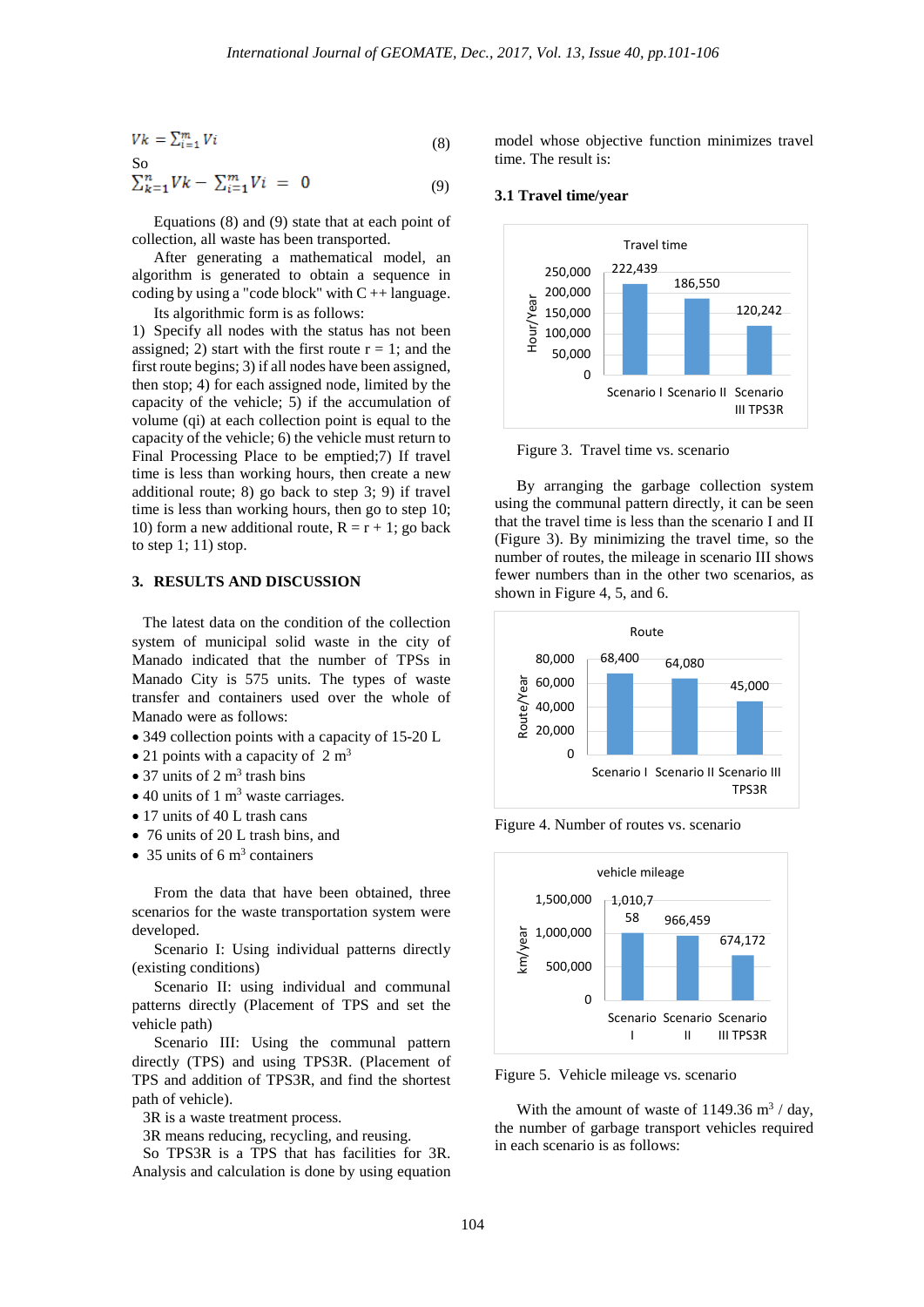$$Vk = \sum_{i=1}^{m} Vi \quad (8)$$

So

$$\sum_{k=1}^{n} Vk - \sum_{i=1}^{m} Vi = 0 \quad (9)$$

Equations (8) and (9) state that at each point of collection, all waste has been transported.

After generating a mathematical model, an algorithm is generated to obtain a sequence in coding by using a "code block" with C ++ language.

Its algorithmic form is as follows:

1) Specify all nodes with the status has not been assigned; 2) start with the first route r = 1; and the first route begins; 3) if all nodes have been assigned, then stop; 4) for each assigned node, limited by the capacity of the vehicle; 5) if the accumulation of volume (qi) at each collection point is equal to the capacity of the vehicle; 6) the vehicle must return to Final Processing Place to be emptied;7) If travel time is less than working hours, then create a new additional route; 8) go back to step 3; 9) if travel time is less than working hours, then go to step 10; 10) form a new additional route, R = r + 1; go back to step 1; 11) stop.

## 3. RESULTS AND DISCUSSION

The latest data on the condition of the collection system of municipal solid waste in the city of Manado indicated that the number of TPSs in Manado City is 575 units. The types of waste transfer and containers used over the whole of Manado were as follows:

- 349 collection points with a capacity of 15-20 L
- 21 points with a capacity of 2 $m^3$
- 37 units of 2 $m^3$ trash bins
- 40 units of 1 $m^3$ waste carriages.
- 17 units of 40 L trash cans
- 76 units of 20 L trash bins, and
- 35 units of 6 $m^3$ containers

From the data that have been obtained, three scenarios for the waste transportation system were developed.

Scenario I: Using individual patterns directly (existing conditions)

Scenario II: using individual and communal patterns directly (Placement of TPS and set the vehicle path)

Scenario III: Using the communal pattern directly (TPS) and using TPS3R. (Placement of TPS and addition of TPS3R, and find the shortest path of vehicle).

3R is a waste treatment process.

3R means reducing, recycling, and reusing.

So TPS3R is a TPS that has facilities for 3R. Analysis and calculation is done by using equation model whose objective function minimizes travel time. The result is:

### 3.1 Travel time/year

Travel time

| Scenario | Hour/Year |
|---|---|
| Scenario I | 222,439 |
| Scenario II | 186,550 |
| Scenario III TPS3R | 120,242 |

Figure 3. Travel time vs. scenario

By arranging the garbage collection system using the communal pattern directly, it can be seen that the travel time is less than the scenario I and II (Figure 3). By minimizing the travel time, so the number of routes, the mileage in scenario III shows fewer numbers than in the other two scenarios, as shown in Figure 4, 5, and 6.

Route

| Scenario | Route/Year |
|---|---|
| Scenario I | 68,400 |
| Scenario II | 64,080 |
| Scenario III TPS3R | 45,000 |

Figure 4. Number of routes vs. scenario

vehicle mileage

| Scenario | km/year |
|---|---|
| Scenario I | 1,010,758 |
| Scenario II | 966,459 |
| Scenario III TPS3R | 674,172 |

Figure 5. Vehicle mileage vs. scenario

With the amount of waste of 1149.36 $m^3$ / day, the number of garbage transport vehicles required in each scenario is as follows: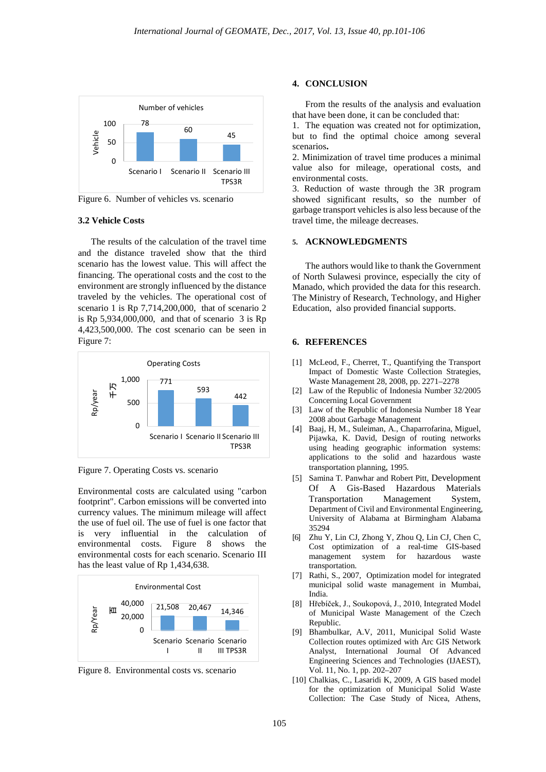Figure 6. Number of vehicles vs. scenario

### 3.2 Vehicle Costs

The results of the calculation of the travel time and the distance traveled show that the third scenario has the lowest value. This will affect the financing. The operational costs and the cost to the environment are strongly influenced by the distance traveled by the vehicles. The operational cost of scenario 1 is Rp 7,714,200,000, that of scenario 2 is Rp 5,934,000,000, and that of scenario 3 is Rp 4,423,500,000. The cost scenario can be seen in Figure 7:

Figure 7. Operating Costs vs. scenario

Environmental costs are calculated using "carbon footprint". Carbon emissions will be converted into currency values. The minimum mileage will affect the use of fuel oil. The use of fuel is one factor that is very influential in the calculation of environmental costs. Figure 8 shows the environmental costs for each scenario. Scenario III has the least value of Rp 1,434,638.

Figure 8. Environmental costs vs. scenario

## 4. CONCLUSION

From the results of the analysis and evaluation that have been done, it can be concluded that:

1. The equation was created not for optimization, but to find the optimal choice among several scenarios**.**
2. Minimization of travel time produces a minimal value also for mileage, operational costs, and environmental costs.
3. Reduction of waste through the 3R program showed significant results, so the number of garbage transport vehicles is also less because of the travel time, the mileage decreases.

## 5. ACKNOWLEDGMENTS

The authors would like to thank the Government of North Sulawesi province, especially the city of Manado, which provided the data for this research. The Ministry of Research, Technology, and Higher Education, also provided financial supports.

## 6. REFERENCES

[1] McLeod, F., Cherret, T., Quantifying the Transport Impact of Domestic Waste Collection Strategies, Waste Management 28, 2008, pp. 2271–2278

[2] Law of the Republic of Indonesia Number 32/2005 Concerning Local Government

[3] Law of the Republic of Indonesia Number 18 Year 2008 about Garbage Management

[4] Baaj, H, M., Suleiman, A., Chaparrofarina, Miguel, Pijawka, K. David, Design of routing networks using heading geographic information systems: applications to the solid and hazardous waste transportation planning, 1995.

[5] Samina T. Panwhar and Robert Pitt, Development Of A Gis-Based Hazardous Materials Transportation Management System, Department of Civil and Environmental Engineering, University of Alabama at Birmingham Alabama 35294

[6] Zhu Y, Lin CJ, Zhong Y, Zhou Q, Lin CJ, Chen C, Cost optimization of a real-time GIS-based management system for hazardous waste transportation.

[7] Rathi, S., 2007, Optimization model for integrated municipal solid waste management in Mumbai, India.

[8] Hřebíček, J., Soukopová, J., 2010, Integrated Model of Municipal Waste Management of the Czech Republic.

[9] Bhambulkar, A.V, 2011, Municipal Solid Waste Collection routes optimized with Arc GIS Network Analyst, International Journal Of Advanced Engineering Sciences and Technologies (IJAEST), Vol. 11, No. 1, pp. 202–207

[10] Chalkias, C., Lasaridi K, 2009, A GIS based model for the optimization of Municipal Solid Waste Collection: The Case Study of Nicea, Athens,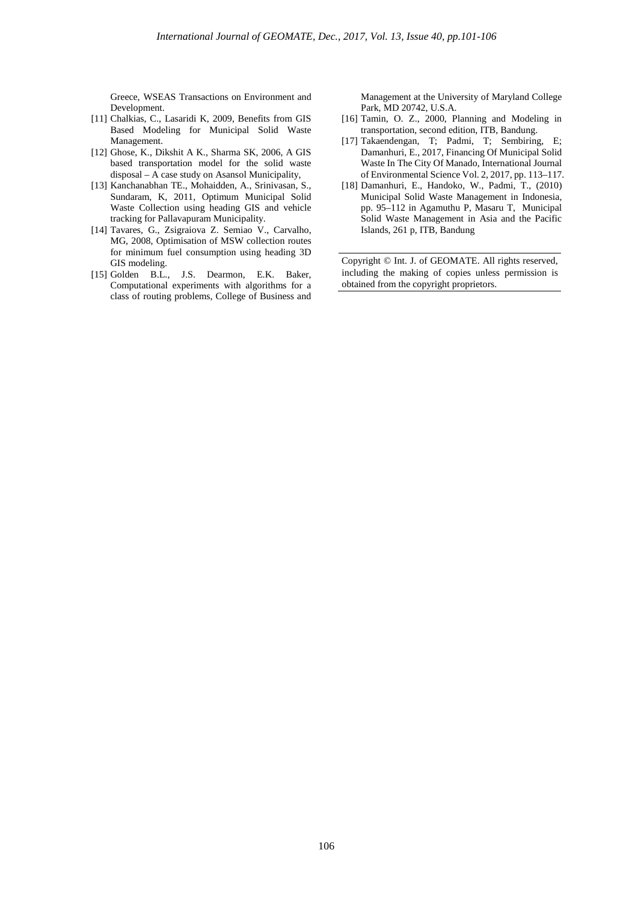Greece, WSEAS Transactions on Environment and Development.

[11] Chalkias, C., Lasaridi K, 2009, Benefits from GIS Based Modeling for Municipal Solid Waste Management.

[12] Ghose, K., Dikshit A K., Sharma SK, 2006, A GIS based transportation model for the solid waste disposal – A case study on Asansol Municipality,

[13] Kanchanabhan TE., Mohaidden, A., Srinivasan, S., Sundaram, K, 2011, Optimum Municipal Solid Waste Collection using heading GIS and vehicle tracking for Pallavapuram Municipality.

[14] Tavares, G., Zsigraiova Z. Semiao V., Carvalho, MG, 2008, Optimisation of MSW collection routes for minimum fuel consumption using heading 3D GIS modeling.

[15] Golden B.L., J.S. Dearmon, E.K. Baker, Computational experiments with algorithms for a class of routing problems, College of Business and Management at the University of Maryland College Park, MD 20742, U.S.A.

[16] Tamin, O. Z., 2000, Planning and Modeling in transportation, second edition, ITB, Bandung.

[17] Takaendengan, T; Padmi, T; Sembiring, E; Damanhuri, E., 2017, Financing Of Municipal Solid Waste In The City Of Manado, International Journal of Environmental Science Vol. 2, 2017, pp. 113–117.

[18] Damanhuri, E., Handoko, W., Padmi, T., (2010) Municipal Solid Waste Management in Indonesia, pp. 95–112 in Agamuthu P, Masaru T, Municipal Solid Waste Management in Asia and the Pacific Islands, 261 p, ITB, Bandung

---

Copyright © Int. J. of GEOMATE. All rights reserved, including the making of copies unless permission is obtained from the copyright proprietors.